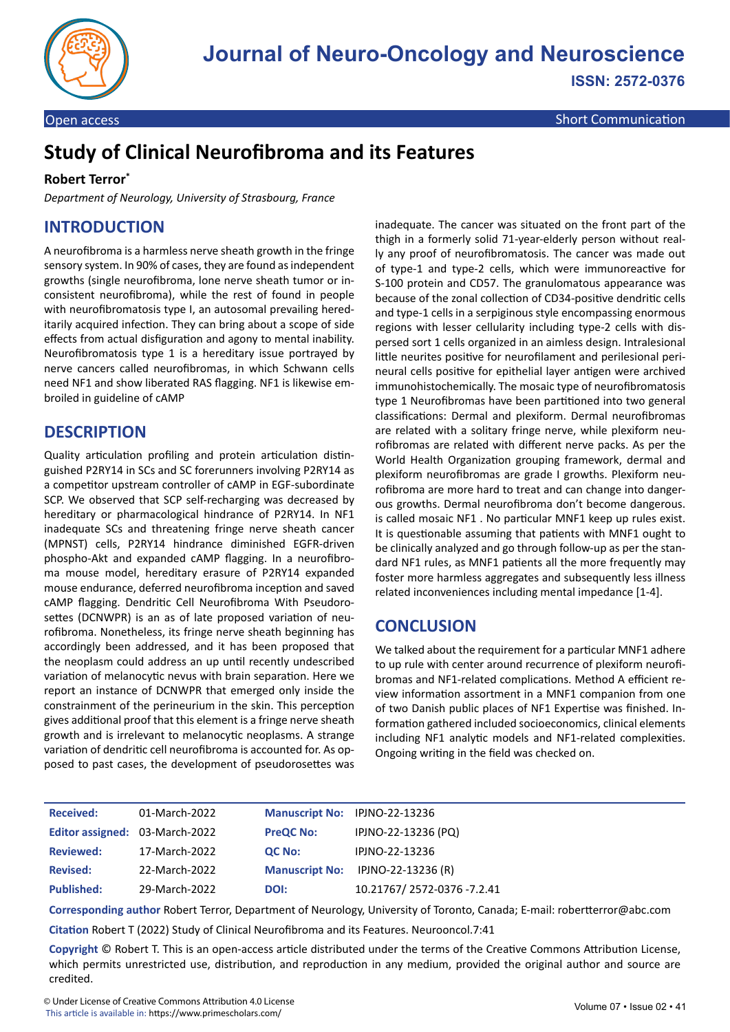# Journal of Neuro-Oncology and Neuroscience

**ISSN: 2572-0376**

Open access | Short Communication

# Study of Clinical Neurofibroma and its Features

**Robert Terror***

*Department of Neurology, University of Strasbourg, France*

## INTRODUCTION

A neurofibroma is a harmless nerve sheath growth in the fringe sensory system. In 90% of cases, they are found as independent growths (single neurofibroma, lone nerve sheath tumor or inconsistent neurofibroma), while the rest of found in people with neurofibromatosis type I, an autosomal prevailing hereditarily acquired infection. They can bring about a scope of side effects from actual disfiguration and agony to mental inability. Neurofibromatosis type 1 is a hereditary issue portrayed by nerve cancers called neurofibromas, in which Schwann cells need NF1 and show liberated RAS flagging. NF1 is likewise embroiled in guideline of cAMP

## DESCRIPTION

Quality articulation profiling and protein articulation distinguished P2RY14 in SCs and SC forerunners involving P2RY14 as a competitor upstream controller of cAMP in EGF-subordinate SCP. We observed that SCP self-recharging was decreased by hereditary or pharmacological hindrance of P2RY14. In NF1 inadequate SCs and threatening fringe nerve sheath cancer (MPNST) cells, P2RY14 hindrance diminished EGFR-driven phospho-Akt and expanded cAMP flagging. In a neurofibroma mouse model, hereditary erasure of P2RY14 expanded mouse endurance, deferred neurofibroma inception and saved cAMP flagging. Dendritic Cell Neurofibroma With Pseudorosettes (DCNWPR) is an as of late proposed variation of neurofibroma. Nonetheless, its fringe nerve sheath beginning has accordingly been addressed, and it has been proposed that the neoplasm could address an up until recently undescribed variation of melanocytic nevus with brain separation. Here we report an instance of DCNWPR that emerged only inside the constrainment of the perineurium in the skin. This perception gives additional proof that this element is a fringe nerve sheath growth and is irrelevant to melanocytic neoplasms. A strange variation of dendritic cell neurofibroma is accounted for. As opposed to past cases, the development of pseudorosettes was inadequate. The cancer was situated on the front part of the thigh in a formerly solid 71-year-elderly person without really any proof of neurofibromatosis. The cancer was made out of type-1 and type-2 cells, which were immunoreactive for S-100 protein and CD57. The granulomatous appearance was because of the zonal collection of CD34-positive dendritic cells and type-1 cells in a serpiginous style encompassing enormous regions with lesser cellularity including type-2 cells with dispersed sort 1 cells organized in an aimless design. Intralesional little neurites positive for neurofilament and perilesional perineural cells positive for epithelial layer antigen were archived immunohistochemically. The mosaic type of neurofibromatosis type 1 Neurofibromas have been partitioned into two general classifications: Dermal and plexiform. Dermal neurofibromas are related with a solitary fringe nerve, while plexiform neurofibromas are related with different nerve packs. As per the World Health Organization grouping framework, dermal and plexiform neurofibromas are grade I growths. Plexiform neurofibroma are more hard to treat and can change into dangerous growths. Dermal neurofibroma don't become dangerous. is called mosaic NF1 . No particular MNF1 keep up rules exist. It is questionable assuming that patients with MNF1 ought to be clinically analyzed and go through follow-up as per the standard NF1 rules, as MNF1 patients all the more frequently may foster more harmless aggregates and subsequently less illness related inconveniences including mental impedance [1-4].

## CONCLUSION

We talked about the requirement for a particular MNF1 adhere to up rule with center around recurrence of plexiform neurofibromas and NF1-related complications. Method A efficient review information assortment in a MNF1 companion from one of two Danish public places of NF1 Expertise was finished. Information gathered included socioeconomics, clinical elements including NF1 analytic models and NF1-related complexities. Ongoing writing in the field was checked on.

| | | | |
|---|---|---|---|
| **Received:** | 01-March-2022 | **Manuscript No:** | IPJNO-22-13236 |
| **Editor assigned:** | 03-March-2022 | **PreQC No:** | IPJNO-22-13236 (PQ) |
| **Reviewed:** | 17-March-2022 | **QC No:** | IPJNO-22-13236 |
| **Revised:** | 22-March-2022 | **Manuscript No:** | IPJNO-22-13236 (R) |
| **Published:** | 29-March-2022 | **DOI:** | 10.21767/ 2572-0376 -7.2.41 |

**Corresponding author** Robert Terror, Department of Neurology, University of Toronto, Canada; E-mail: robertterror@abc.com

**Citation** Robert T (2022) Study of Clinical Neurofibroma and its Features. Neurooncol.7:41

**Copyright** © Robert T. This is an open-access article distributed under the terms of the Creative Commons Attribution License, which permits unrestricted use, distribution, and reproduction in any medium, provided the original author and source are credited.

© Under License of Creative Commons Attribution 4.0 License
This article is available in: https://www.primescholars.com/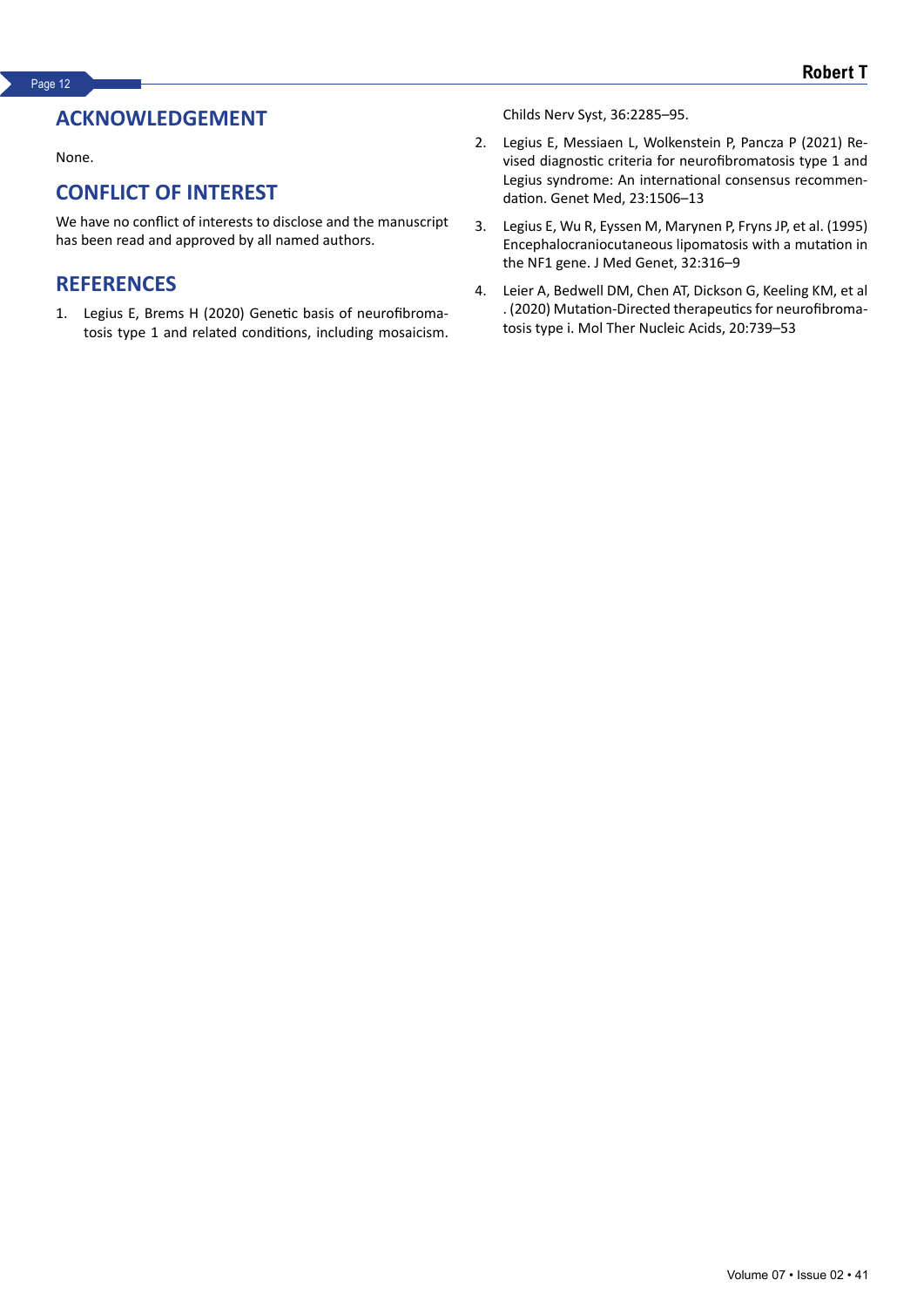## ACKNOWLEDGEMENT

None.

## CONFLICT OF INTEREST

We have no conflict of interests to disclose and the manuscript has been read and approved by all named authors.

## REFERENCES

1. Legius E, Brems H (2020) Genetic basis of neurofibromatosis type 1 and related conditions, including mosaicism. Childs Nerv Syst, 36:2285–95.
2. Legius E, Messiaen L, Wolkenstein P, Pancza P (2021) Revised diagnostic criteria for neurofibromatosis type 1 and Legius syndrome: An international consensus recommendation. Genet Med, 23:1506–13
3. Legius E, Wu R, Eyssen M, Marynen P, Fryns JP, et al. (1995) Encephalocraniocutaneous lipomatosis with a mutation in the NF1 gene. J Med Genet, 32:316–9
4. Leier A, Bedwell DM, Chen AT, Dickson G, Keeling KM, et al . (2020) Mutation-Directed therapeutics for neurofibromatosis type i. Mol Ther Nucleic Acids, 20:739–53